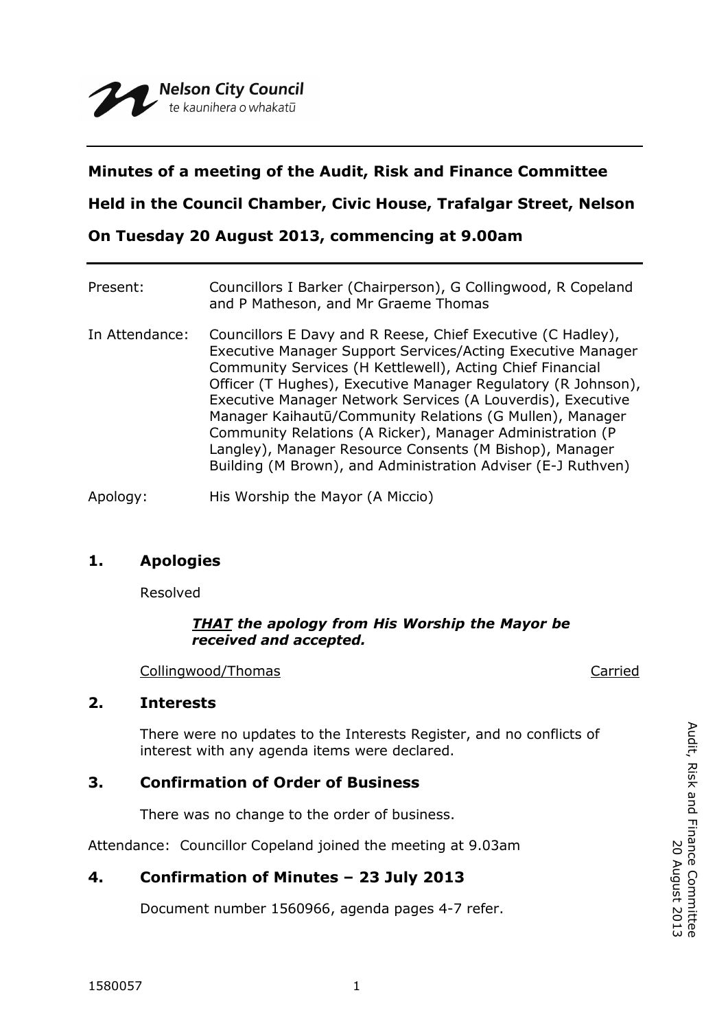Nelson City Council
te kaunihera o whakatū

---

**Minutes of a meeting of the Audit, Risk and Finance Committee**

**Held in the Council Chamber, Civic House, Trafalgar Street, Nelson**

**On Tuesday 20 August 2013, commencing at 9.00am**

---

Present: Councillors I Barker (Chairperson), G Collingwood, R Copeland and P Matheson, and Mr Graeme Thomas

In Attendance: Councillors E Davy and R Reese, Chief Executive (C Hadley), Executive Manager Support Services/Acting Executive Manager Community Services (H Kettlewell), Acting Chief Financial Officer (T Hughes), Executive Manager Regulatory (R Johnson), Executive Manager Network Services (A Louverdis), Executive Manager Kaihautū/Community Relations (G Mullen), Manager Community Relations (A Ricker), Manager Administration (P Langley), Manager Resource Consents (M Bishop), Manager Building (M Brown), and Administration Adviser (E-J Ruthven)

Apology: His Worship the Mayor (A Miccio)

## 1. Apologies

Resolved

***THAT** the apology from His Worship the Mayor be received and accepted.*

Collingwood/Thomas — Carried

## 2. Interests

There were no updates to the Interests Register, and no conflicts of interest with any agenda items were declared.

## 3. Confirmation of Order of Business

There was no change to the order of business.

Attendance: Councillor Copeland joined the meeting at 9.03am

## 4. Confirmation of Minutes – 23 July 2013

Document number 1560966, agenda pages 4-7 refer.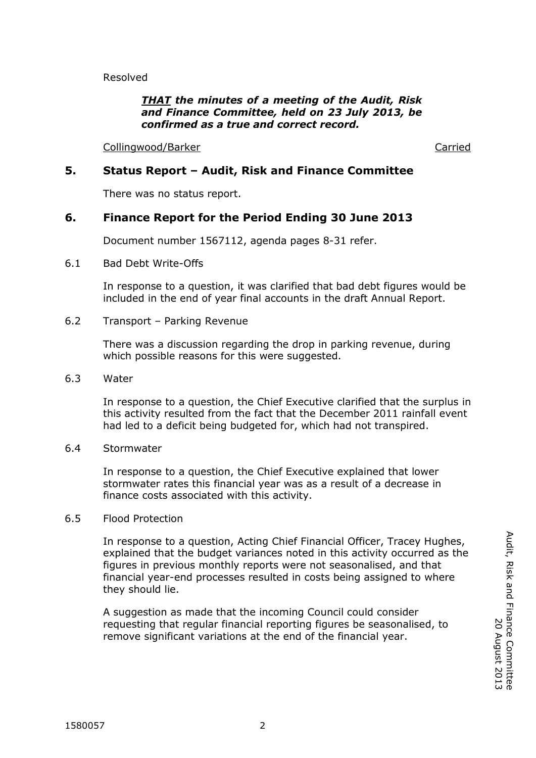Resolved

> ***THAT the minutes of a meeting of the Audit, Risk and Finance Committee, held on 23 July 2013, be confirmed as a true and correct record.***

Collingwood/Barker                                                                 Carried

## 5. Status Report – Audit, Risk and Finance Committee

There was no status report.

## 6. Finance Report for the Period Ending 30 June 2013

Document number 1567112, agenda pages 8-31 refer.

6.1 Bad Debt Write-Offs

In response to a question, it was clarified that bad debt figures would be included in the end of year final accounts in the draft Annual Report.

6.2 Transport – Parking Revenue

There was a discussion regarding the drop in parking revenue, during which possible reasons for this were suggested.

6.3 Water

In response to a question, the Chief Executive clarified that the surplus in this activity resulted from the fact that the December 2011 rainfall event had led to a deficit being budgeted for, which had not transpired.

6.4 Stormwater

In response to a question, the Chief Executive explained that lower stormwater rates this financial year was as a result of a decrease in finance costs associated with this activity.

6.5 Flood Protection

In response to a question, Acting Chief Financial Officer, Tracey Hughes, explained that the budget variances noted in this activity occurred as the figures in previous monthly reports were not seasonalised, and that financial year-end processes resulted in costs being assigned to where they should lie.

A suggestion as made that the incoming Council could consider requesting that regular financial reporting figures be seasonalised, to remove significant variations at the end of the financial year.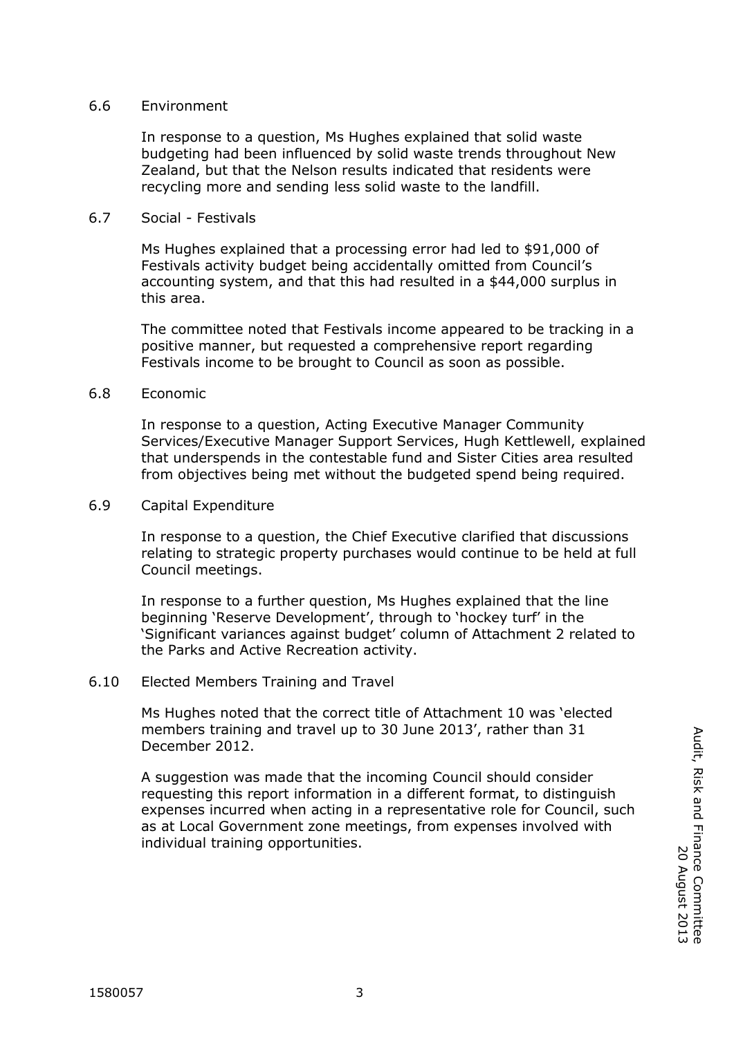6.6 Environment

In response to a question, Ms Hughes explained that solid waste budgeting had been influenced by solid waste trends throughout New Zealand, but that the Nelson results indicated that residents were recycling more and sending less solid waste to the landfill.

6.7 Social - Festivals

Ms Hughes explained that a processing error had led to $91,000 of Festivals activity budget being accidentally omitted from Council's accounting system, and that this had resulted in a $44,000 surplus in this area.

The committee noted that Festivals income appeared to be tracking in a positive manner, but requested a comprehensive report regarding Festivals income to be brought to Council as soon as possible.

6.8 Economic

In response to a question, Acting Executive Manager Community Services/Executive Manager Support Services, Hugh Kettlewell, explained that underspends in the contestable fund and Sister Cities area resulted from objectives being met without the budgeted spend being required.

6.9 Capital Expenditure

In response to a question, the Chief Executive clarified that discussions relating to strategic property purchases would continue to be held at full Council meetings.

In response to a further question, Ms Hughes explained that the line beginning 'Reserve Development', through to 'hockey turf' in the 'Significant variances against budget' column of Attachment 2 related to the Parks and Active Recreation activity.

6.10 Elected Members Training and Travel

Ms Hughes noted that the correct title of Attachment 10 was 'elected members training and travel up to 30 June 2013', rather than 31 December 2012.

A suggestion was made that the incoming Council should consider requesting this report information in a different format, to distinguish expenses incurred when acting in a representative role for Council, such as at Local Government zone meetings, from expenses involved with individual training opportunities.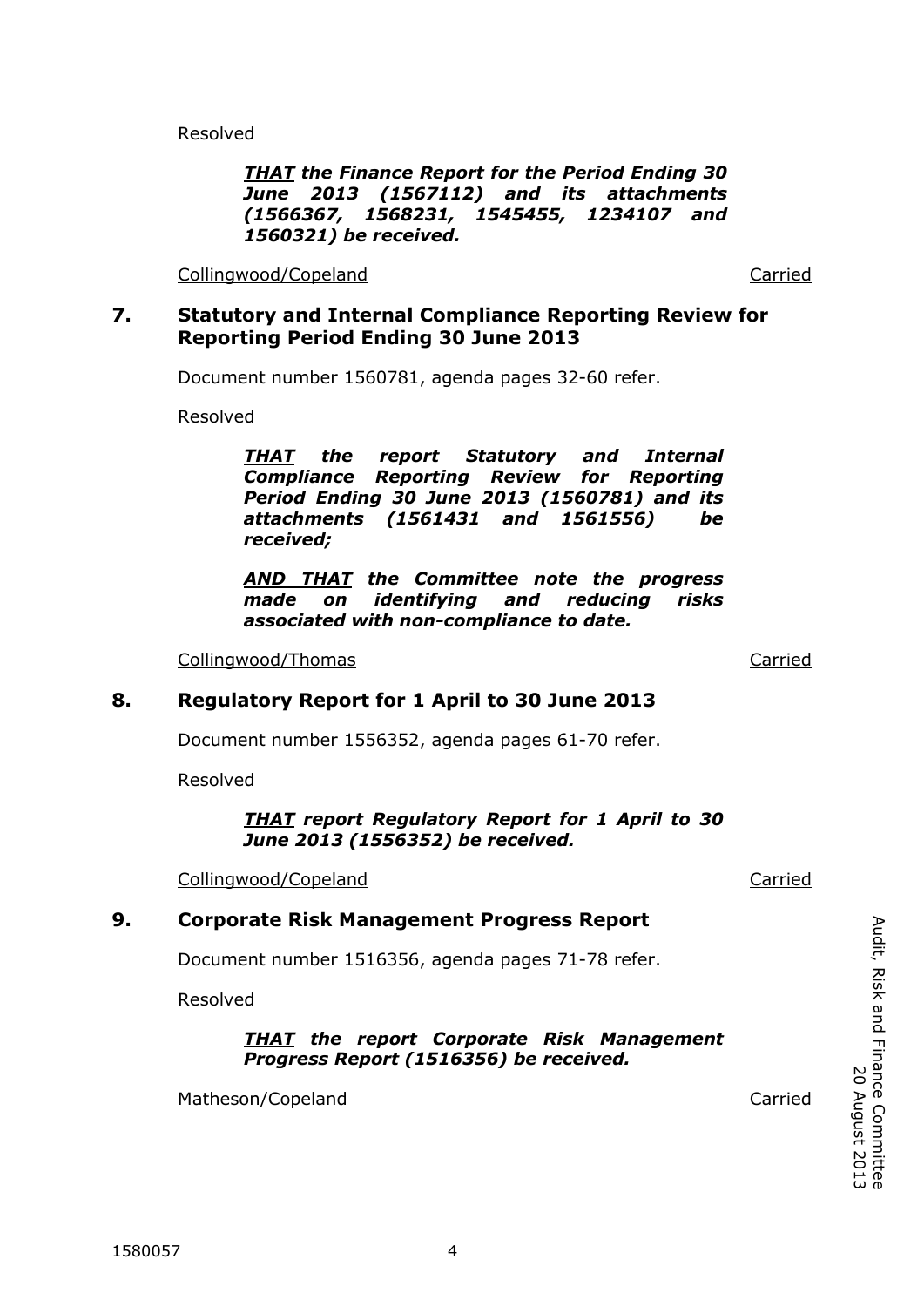Resolved

> ***<u>THAT</u> the Finance Report for the Period Ending 30 June 2013 (1567112) and its attachments (1566367, 1568231, 1545455, 1234107 and 1560321) be received.***

<u>Collingwood/Copeland</u> <u>Carried</u>

## 7. Statutory and Internal Compliance Reporting Review for Reporting Period Ending 30 June 2013

Document number 1560781, agenda pages 32-60 refer.

Resolved

> ***<u>THAT</u> the report Statutory and Internal Compliance Reporting Review for Reporting Period Ending 30 June 2013 (1560781) and its attachments (1561431 and 1561556) be received;***
>
> ***<u>AND THAT</u> the Committee note the progress made on identifying and reducing risks associated with non-compliance to date.***

<u>Collingwood/Thomas</u> <u>Carried</u>

## 8. Regulatory Report for 1 April to 30 June 2013

Document number 1556352, agenda pages 61-70 refer.

Resolved

> ***<u>THAT</u> report Regulatory Report for 1 April to 30 June 2013 (1556352) be received.***

<u>Collingwood/Copeland</u> <u>Carried</u>

## 9. Corporate Risk Management Progress Report

Document number 1516356, agenda pages 71-78 refer.

Resolved

> ***<u>THAT</u> the report Corporate Risk Management Progress Report (1516356) be received.***

<u>Matheson/Copeland</u> <u>Carried</u>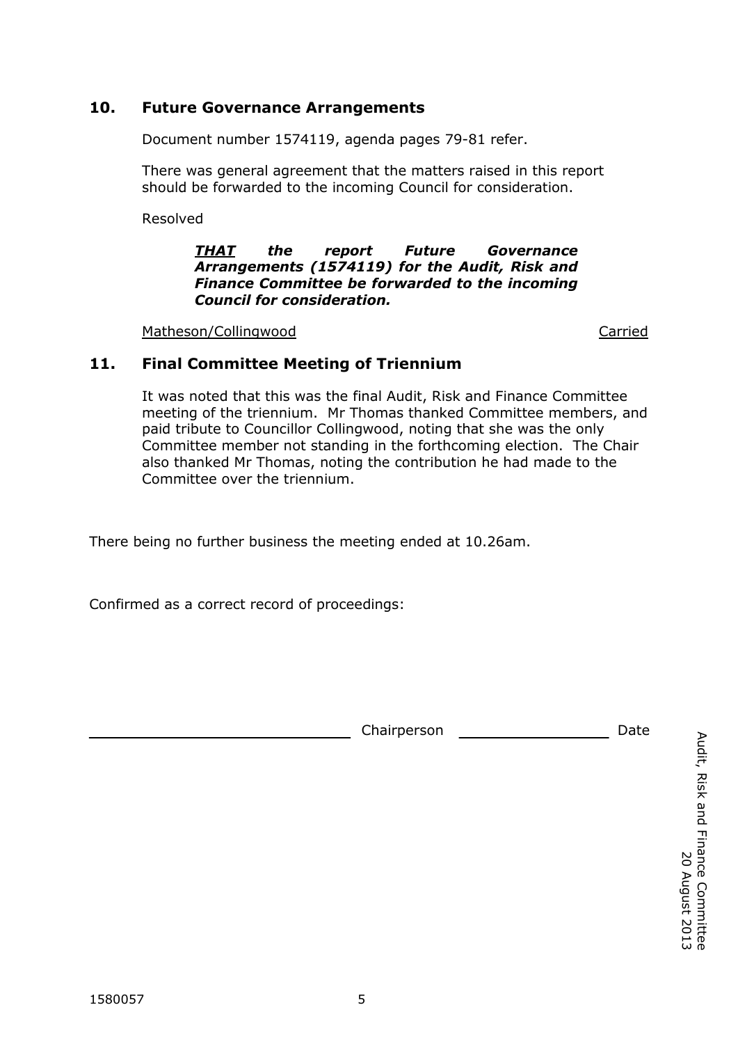## 10. Future Governance Arrangements

Document number 1574119, agenda pages 79-81 refer.

There was general agreement that the matters raised in this report should be forwarded to the incoming Council for consideration.

Resolved

> ***THAT** the report Future Governance Arrangements (1574119) for the Audit, Risk and Finance Committee be forwarded to the incoming Council for consideration.*

Matheson/Collingwood — Carried

## 11. Final Committee Meeting of Triennium

It was noted that this was the final Audit, Risk and Finance Committee meeting of the triennium. Mr Thomas thanked Committee members, and paid tribute to Councillor Collingwood, noting that she was the only Committee member not standing in the forthcoming election. The Chair also thanked Mr Thomas, noting the contribution he had made to the Committee over the triennium.

There being no further business the meeting ended at 10.26am.

Confirmed as a correct record of proceedings:

\_\_\_\_\_\_\_\_\_\_\_\_\_\_\_\_\_\_\_\_\_\_\_\_\_\_\_\_\_\_ Chairperson \_\_\_\_\_\_\_\_\_\_\_\_\_\_\_\_\_\_ Date